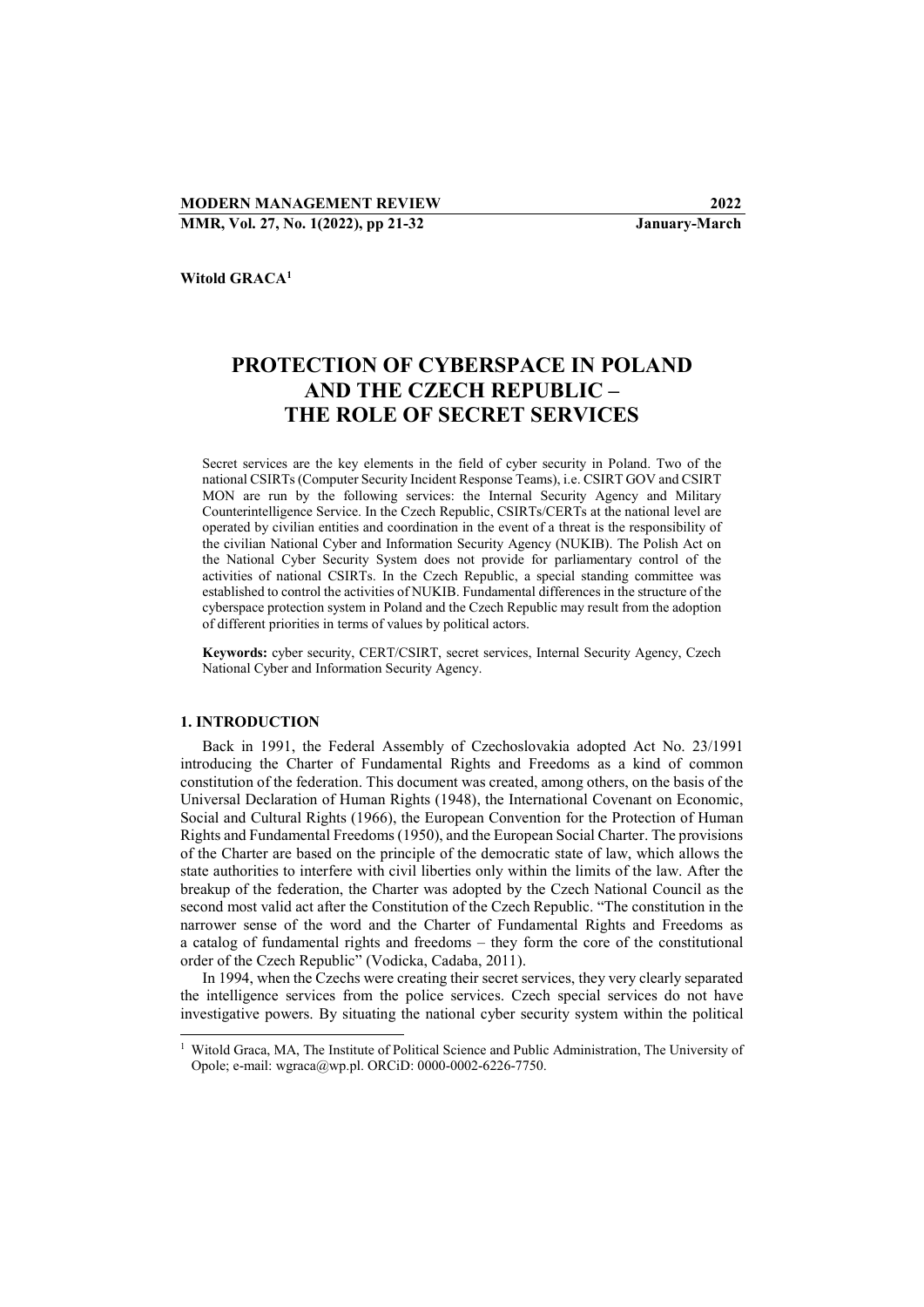**Witold GRACA**[1]

# PROTECTION OF CYBERSPACE IN POLAND AND THE CZECH REPUBLIC – THE ROLE OF SECRET SERVICES

Secret services are the key elements in the field of cyber security in Poland. Two of the national CSIRTs (Computer Security Incident Response Teams), i.e. CSIRT GOV and CSIRT MON are run by the following services: the Internal Security Agency and Military Counterintelligence Service. In the Czech Republic, CSIRTs/CERTs at the national level are operated by civilian entities and coordination in the event of a threat is the responsibility of the civilian National Cyber and Information Security Agency (NUKIB). The Polish Act on the National Cyber Security System does not provide for parliamentary control of the activities of national CSIRTs. In the Czech Republic, a special standing committee was established to control the activities of NUKIB. Fundamental differences in the structure of the cyberspace protection system in Poland and the Czech Republic may result from the adoption of different priorities in terms of values by political actors.

**Keywords:** cyber security, CERT/CSIRT, secret services, Internal Security Agency, Czech National Cyber and Information Security Agency.

## 1. INTRODUCTION

Back in 1991, the Federal Assembly of Czechoslovakia adopted Act No. 23/1991 introducing the Charter of Fundamental Rights and Freedoms as a kind of common constitution of the federation. This document was created, among others, on the basis of the Universal Declaration of Human Rights (1948), the International Covenant on Economic, Social and Cultural Rights (1966), the European Convention for the Protection of Human Rights and Fundamental Freedoms (1950), and the European Social Charter. The provisions of the Charter are based on the principle of the democratic state of law, which allows the state authorities to interfere with civil liberties only within the limits of the law. After the breakup of the federation, the Charter was adopted by the Czech National Council as the second most valid act after the Constitution of the Czech Republic. "The constitution in the narrower sense of the word and the Charter of Fundamental Rights and Freedoms as a catalog of fundamental rights and freedoms – they form the core of the constitutional order of the Czech Republic" (Vodicka, Cadaba, 2011).

In 1994, when the Czechs were creating their secret services, they very clearly separated the intelligence services from the police services. Czech special services do not have investigative powers. By situating the national cyber security system within the political

[1] Witold Graca, MA, The Institute of Political Science and Public Administration, The University of Opole; e-mail: wgraca@wp.pl. ORCiD: 0000-0002-6226-7750.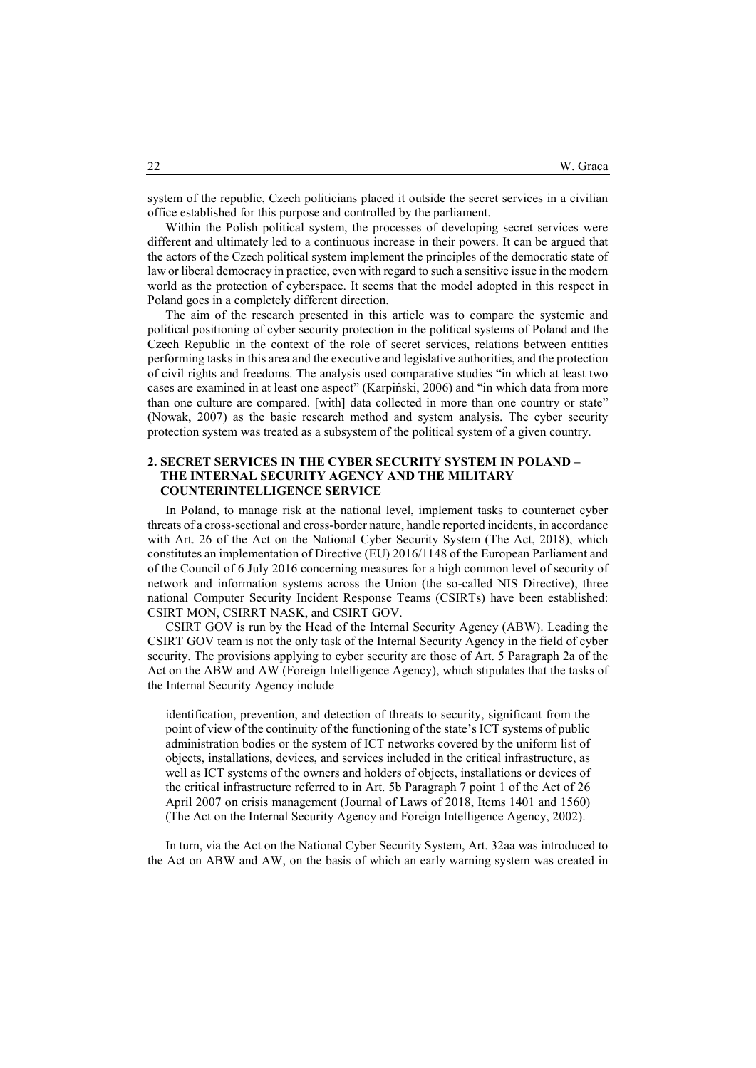system of the republic, Czech politicians placed it outside the secret services in a civilian office established for this purpose and controlled by the parliament.

Within the Polish political system, the processes of developing secret services were different and ultimately led to a continuous increase in their powers. It can be argued that the actors of the Czech political system implement the principles of the democratic state of law or liberal democracy in practice, even with regard to such a sensitive issue in the modern world as the protection of cyberspace. It seems that the model adopted in this respect in Poland goes in a completely different direction.

The aim of the research presented in this article was to compare the systemic and political positioning of cyber security protection in the political systems of Poland and the Czech Republic in the context of the role of secret services, relations between entities performing tasks in this area and the executive and legislative authorities, and the protection of civil rights and freedoms. The analysis used comparative studies "in which at least two cases are examined in at least one aspect" (Karpiński, 2006) and "in which data from more than one culture are compared. [with] data collected in more than one country or state" (Nowak, 2007) as the basic research method and system analysis. The cyber security protection system was treated as a subsystem of the political system of a given country.

## 2. SECRET SERVICES IN THE CYBER SECURITY SYSTEM IN POLAND – THE INTERNAL SECURITY AGENCY AND THE MILITARY COUNTERINTELLIGENCE SERVICE

In Poland, to manage risk at the national level, implement tasks to counteract cyber threats of a cross-sectional and cross-border nature, handle reported incidents, in accordance with Art. 26 of the Act on the National Cyber Security System (The Act, 2018), which constitutes an implementation of Directive (EU) 2016/1148 of the European Parliament and of the Council of 6 July 2016 concerning measures for a high common level of security of network and information systems across the Union (the so-called NIS Directive), three national Computer Security Incident Response Teams (CSIRTs) have been established: CSIRT MON, CSIRRT NASK, and CSIRT GOV.

CSIRT GOV is run by the Head of the Internal Security Agency (ABW). Leading the CSIRT GOV team is not the only task of the Internal Security Agency in the field of cyber security. The provisions applying to cyber security are those of Art. 5 Paragraph 2a of the Act on the ABW and AW (Foreign Intelligence Agency), which stipulates that the tasks of the Internal Security Agency include

> identification, prevention, and detection of threats to security, significant from the point of view of the continuity of the functioning of the state's ICT systems of public administration bodies or the system of ICT networks covered by the uniform list of objects, installations, devices, and services included in the critical infrastructure, as well as ICT systems of the owners and holders of objects, installations or devices of the critical infrastructure referred to in Art. 5b Paragraph 7 point 1 of the Act of 26 April 2007 on crisis management (Journal of Laws of 2018, Items 1401 and 1560) (The Act on the Internal Security Agency and Foreign Intelligence Agency, 2002).

In turn, via the Act on the National Cyber Security System, Art. 32aa was introduced to the Act on ABW and AW, on the basis of which an early warning system was created in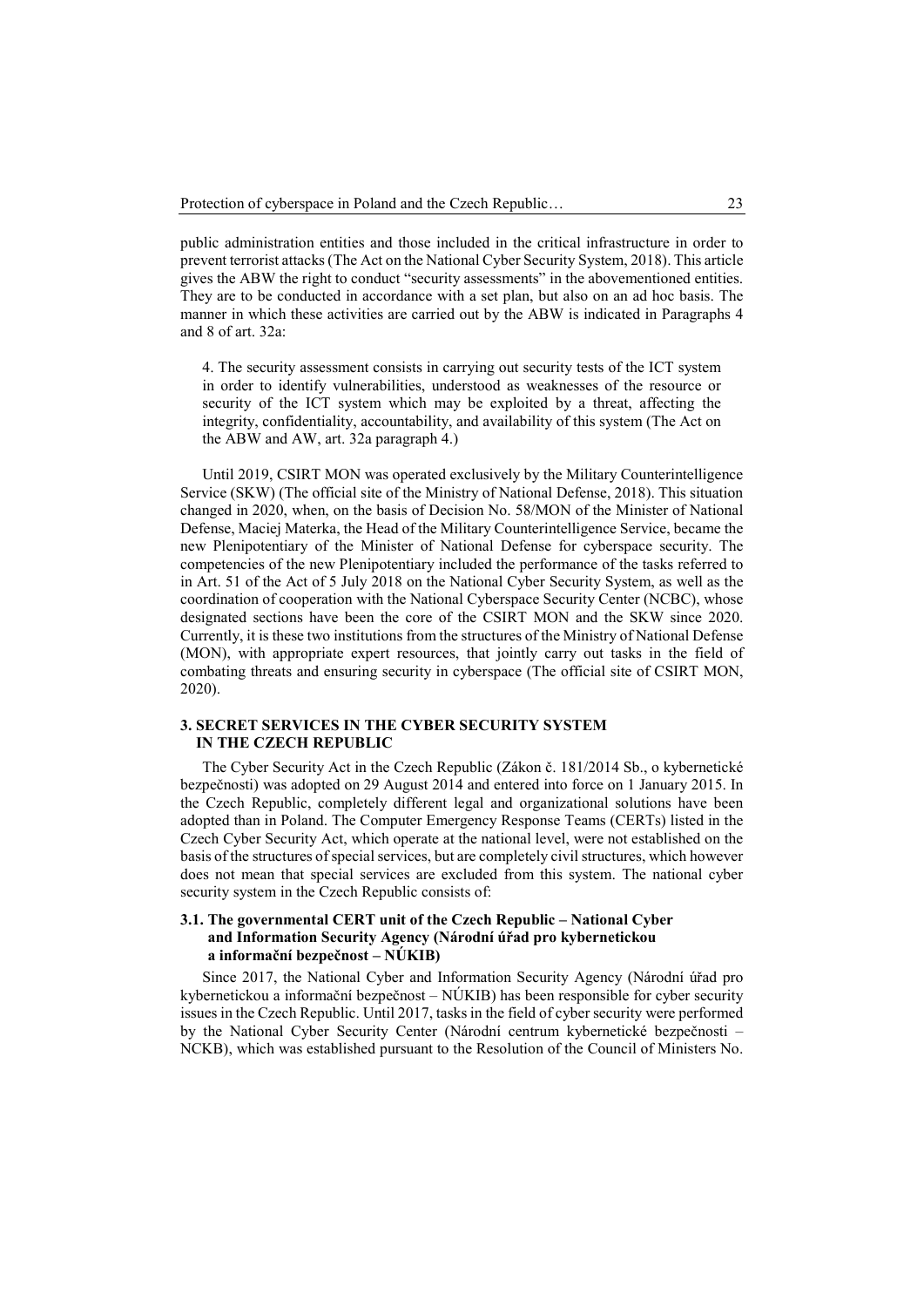public administration entities and those included in the critical infrastructure in order to prevent terrorist attacks (The Act on the National Cyber Security System, 2018). This article gives the ABW the right to conduct "security assessments" in the abovementioned entities. They are to be conducted in accordance with a set plan, but also on an ad hoc basis. The manner in which these activities are carried out by the ABW is indicated in Paragraphs 4 and 8 of art. 32a:

> 4. The security assessment consists in carrying out security tests of the ICT system in order to identify vulnerabilities, understood as weaknesses of the resource or security of the ICT system which may be exploited by a threat, affecting the integrity, confidentiality, accountability, and availability of this system (The Act on the ABW and AW, art. 32a paragraph 4.)

Until 2019, CSIRT MON was operated exclusively by the Military Counterintelligence Service (SKW) (The official site of the Ministry of National Defense, 2018). This situation changed in 2020, when, on the basis of Decision No. 58/MON of the Minister of National Defense, Maciej Materka, the Head of the Military Counterintelligence Service, became the new Plenipotentiary of the Minister of National Defense for cyberspace security. The competencies of the new Plenipotentiary included the performance of the tasks referred to in Art. 51 of the Act of 5 July 2018 on the National Cyber Security System, as well as the coordination of cooperation with the National Cyberspace Security Center (NCBC), whose designated sections have been the core of the CSIRT MON and the SKW since 2020. Currently, it is these two institutions from the structures of the Ministry of National Defense (MON), with appropriate expert resources, that jointly carry out tasks in the field of combating threats and ensuring security in cyberspace (The official site of CSIRT MON, 2020).

## 3. SECRET SERVICES IN THE CYBER SECURITY SYSTEM IN THE CZECH REPUBLIC

The Cyber Security Act in the Czech Republic (Zákon č. 181/2014 Sb., o kybernetické bezpečnosti) was adopted on 29 August 2014 and entered into force on 1 January 2015. In the Czech Republic, completely different legal and organizational solutions have been adopted than in Poland. The Computer Emergency Response Teams (CERTs) listed in the Czech Cyber Security Act, which operate at the national level, were not established on the basis of the structures of special services, but are completely civil structures, which however does not mean that special services are excluded from this system. The national cyber security system in the Czech Republic consists of:

### 3.1. The governmental CERT unit of the Czech Republic – National Cyber and Information Security Agency (Národní úřad pro kybernetickou a informační bezpečnost – NÚKIB)

Since 2017, the National Cyber and Information Security Agency (Národní úřad pro kybernetickou a informační bezpečnost – NÚKIB) has been responsible for cyber security issues in the Czech Republic. Until 2017, tasks in the field of cyber security were performed by the National Cyber Security Center (Národní centrum kybernetické bezpečnosti – NCKB), which was established pursuant to the Resolution of the Council of Ministers No.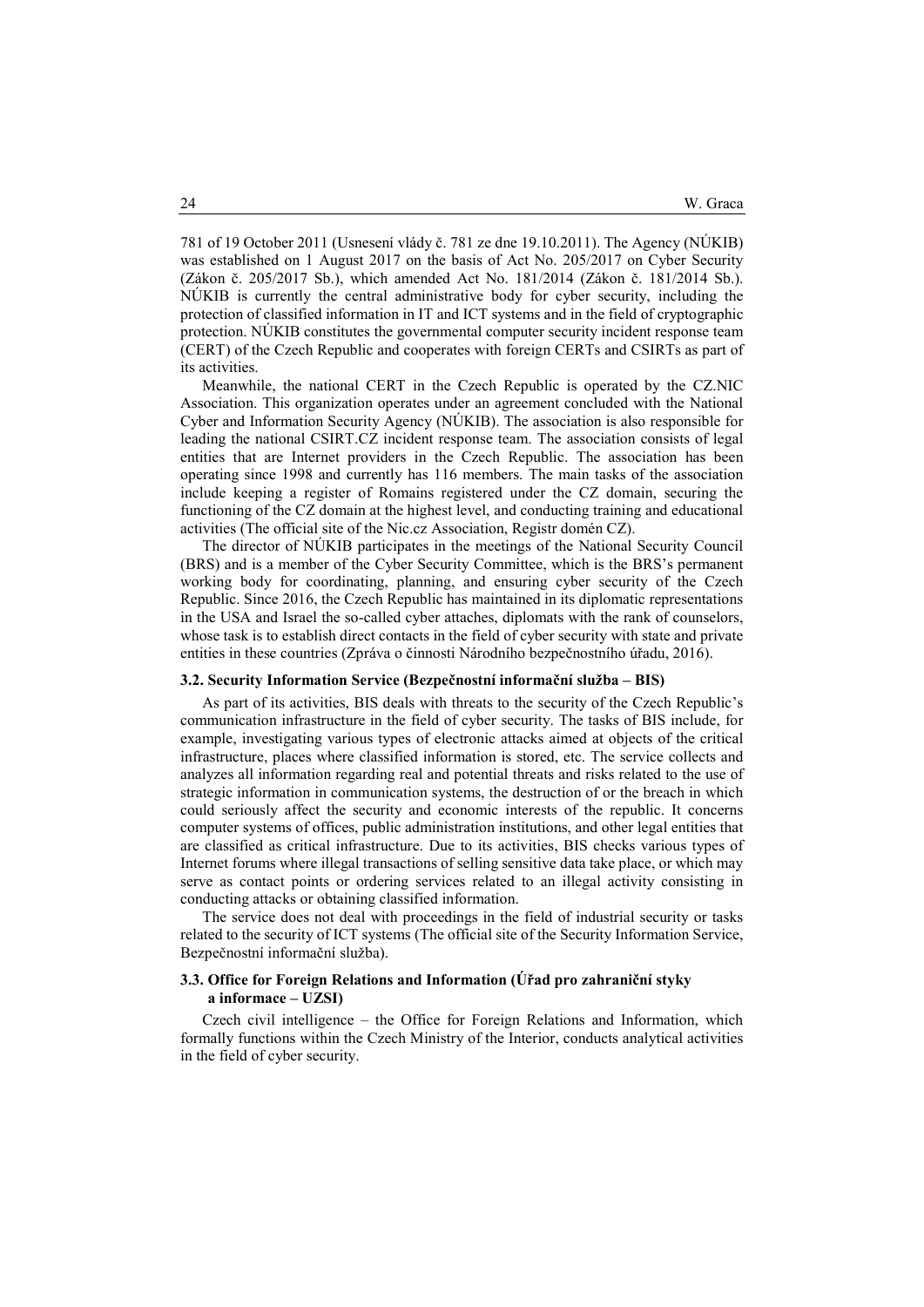781 of 19 October 2011 (Usnesení vlády č. 781 ze dne 19.10.2011). The Agency (NÚKIB) was established on 1 August 2017 on the basis of Act No. 205/2017 on Cyber Security (Zákon č. 205/2017 Sb.), which amended Act No. 181/2014 (Zákon č. 181/2014 Sb.). NÚKIB is currently the central administrative body for cyber security, including the protection of classified information in IT and ICT systems and in the field of cryptographic protection. NÚKIB constitutes the governmental computer security incident response team (CERT) of the Czech Republic and cooperates with foreign CERTs and CSIRTs as part of its activities.

Meanwhile, the national CERT in the Czech Republic is operated by the CZ.NIC Association. This organization operates under an agreement concluded with the National Cyber and Information Security Agency (NÚKIB). The association is also responsible for leading the national CSIRT.CZ incident response team. The association consists of legal entities that are Internet providers in the Czech Republic. The association has been operating since 1998 and currently has 116 members. The main tasks of the association include keeping a register of Romains registered under the CZ domain, securing the functioning of the CZ domain at the highest level, and conducting training and educational activities (The official site of the Nic.cz Association, Registr domén CZ).

The director of NÚKIB participates in the meetings of the National Security Council (BRS) and is a member of the Cyber Security Committee, which is the BRS's permanent working body for coordinating, planning, and ensuring cyber security of the Czech Republic. Since 2016, the Czech Republic has maintained in its diplomatic representations in the USA and Israel the so-called cyber attaches, diplomats with the rank of counselors, whose task is to establish direct contacts in the field of cyber security with state and private entities in these countries (Zpráva o činnosti Národního bezpečnostního úřadu, 2016).

### 3.2. Security Information Service (Bezpečnostní informační služba – BIS)

As part of its activities, BIS deals with threats to the security of the Czech Republic's communication infrastructure in the field of cyber security. The tasks of BIS include, for example, investigating various types of electronic attacks aimed at objects of the critical infrastructure, places where classified information is stored, etc. The service collects and analyzes all information regarding real and potential threats and risks related to the use of strategic information in communication systems, the destruction of or the breach in which could seriously affect the security and economic interests of the republic. It concerns computer systems of offices, public administration institutions, and other legal entities that are classified as critical infrastructure. Due to its activities, BIS checks various types of Internet forums where illegal transactions of selling sensitive data take place, or which may serve as contact points or ordering services related to an illegal activity consisting in conducting attacks or obtaining classified information.

The service does not deal with proceedings in the field of industrial security or tasks related to the security of ICT systems (The official site of the Security Information Service, Bezpečnostní informační služba).

### 3.3. Office for Foreign Relations and Information (Úřad pro zahraniční styky a informace – UZSI)

Czech civil intelligence – the Office for Foreign Relations and Information, which formally functions within the Czech Ministry of the Interior, conducts analytical activities in the field of cyber security.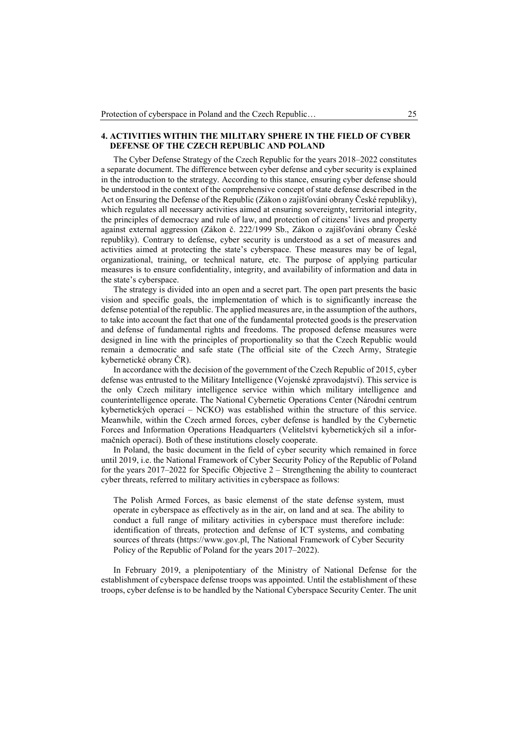## 4. ACTIVITIES WITHIN THE MILITARY SPHERE IN THE FIELD OF CYBER DEFENSE OF THE CZECH REPUBLIC AND POLAND

The Cyber Defense Strategy of the Czech Republic for the years 2018–2022 constitutes a separate document. The difference between cyber defense and cyber security is explained in the introduction to the strategy. According to this stance, ensuring cyber defense should be understood in the context of the comprehensive concept of state defense described in the Act on Ensuring the Defense of the Republic (Zákon o zajišťování obrany České republiky), which regulates all necessary activities aimed at ensuring sovereignty, territorial integrity, the principles of democracy and rule of law, and protection of citizens' lives and property against external aggression (Zákon č. 222/1999 Sb., Zákon o zajišťování obrany České republiky). Contrary to defense, cyber security is understood as a set of measures and activities aimed at protecting the state's cyberspace. These measures may be of legal, organizational, training, or technical nature, etc. The purpose of applying particular measures is to ensure confidentiality, integrity, and availability of information and data in the state's cyberspace.

The strategy is divided into an open and a secret part. The open part presents the basic vision and specific goals, the implementation of which is to significantly increase the defense potential of the republic. The applied measures are, in the assumption of the authors, to take into account the fact that one of the fundamental protected goods is the preservation and defense of fundamental rights and freedoms. The proposed defense measures were designed in line with the principles of proportionality so that the Czech Republic would remain a democratic and safe state (The official site of the Czech Army, Strategie kybernetické obrany ČR).

In accordance with the decision of the government of the Czech Republic of 2015, cyber defense was entrusted to the Military Intelligence (Vojenské zpravodajství). This service is the only Czech military intelligence service within which military intelligence and counterintelligence operate. The National Cybernetic Operations Center (Národní centrum kybernetických operací – NCKO) was established within the structure of this service. Meanwhile, within the Czech armed forces, cyber defense is handled by the Cybernetic Forces and Information Operations Headquarters (Velitelství kybernetických sil a informačních operací). Both of these institutions closely cooperate.

In Poland, the basic document in the field of cyber security which remained in force until 2019, i.e. the National Framework of Cyber Security Policy of the Republic of Poland for the years 2017–2022 for Specific Objective 2 – Strengthening the ability to counteract cyber threats, referred to military activities in cyberspace as follows:

> The Polish Armed Forces, as basic elemenst of the state defense system, must operate in cyberspace as effectively as in the air, on land and at sea. The ability to conduct a full range of military activities in cyberspace must therefore include: identification of threats, protection and defense of ICT systems, and combating sources of threats (https://www.gov.pl, The National Framework of Cyber Security Policy of the Republic of Poland for the years 2017–2022).

In February 2019, a plenipotentiary of the Ministry of National Defense for the establishment of cyberspace defense troops was appointed. Until the establishment of these troops, cyber defense is to be handled by the National Cyberspace Security Center. The unit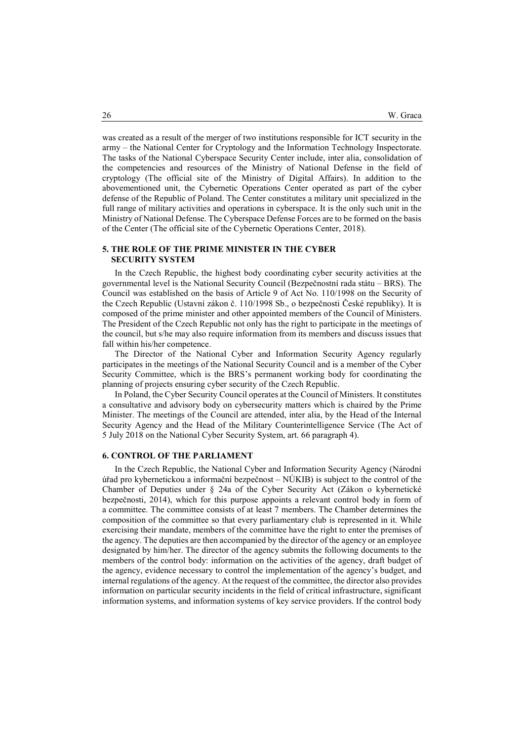was created as a result of the merger of two institutions responsible for ICT security in the army – the National Center for Cryptology and the Information Technology Inspectorate. The tasks of the National Cyberspace Security Center include, inter alia, consolidation of the competencies and resources of the Ministry of National Defense in the field of cryptology (The official site of the Ministry of Digital Affairs). In addition to the abovementioned unit, the Cybernetic Operations Center operated as part of the cyber defense of the Republic of Poland. The Center constitutes a military unit specialized in the full range of military activities and operations in cyberspace. It is the only such unit in the Ministry of National Defense. The Cyberspace Defense Forces are to be formed on the basis of the Center (The official site of the Cybernetic Operations Center, 2018).

## 5. THE ROLE OF THE PRIME MINISTER IN THE CYBER SECURITY SYSTEM

In the Czech Republic, the highest body coordinating cyber security activities at the governmental level is the National Security Council (Bezpečnostní rada státu – BRS). The Council was established on the basis of Article 9 of Act No. 110/1998 on the Security of the Czech Republic (Ustavní zákon č. 110/1998 Sb., o bezpečnosti České republiky). It is composed of the prime minister and other appointed members of the Council of Ministers. The President of the Czech Republic not only has the right to participate in the meetings of the council, but s/he may also require information from its members and discuss issues that fall within his/her competence.

The Director of the National Cyber and Information Security Agency regularly participates in the meetings of the National Security Council and is a member of the Cyber Security Committee, which is the BRS's permanent working body for coordinating the planning of projects ensuring cyber security of the Czech Republic.

In Poland, the Cyber Security Council operates at the Council of Ministers. It constitutes a consultative and advisory body on cybersecurity matters which is chaired by the Prime Minister. The meetings of the Council are attended, inter alia, by the Head of the Internal Security Agency and the Head of the Military Counterintelligence Service (The Act of 5 July 2018 on the National Cyber Security System, art. 66 paragraph 4).

## 6. CONTROL OF THE PARLIAMENT

In the Czech Republic, the National Cyber and Information Security Agency (Národní úřad pro kybernetickou a informační bezpečnost – NÚKIB) is subject to the control of the Chamber of Deputies under § 24a of the Cyber Security Act (Zákon o kybernetické bezpečnosti, 2014), which for this purpose appoints a relevant control body in form of a committee. The committee consists of at least 7 members. The Chamber determines the composition of the committee so that every parliamentary club is represented in it. While exercising their mandate, members of the committee have the right to enter the premises of the agency. The deputies are then accompanied by the director of the agency or an employee designated by him/her. The director of the agency submits the following documents to the members of the control body: information on the activities of the agency, draft budget of the agency, evidence necessary to control the implementation of the agency's budget, and internal regulations of the agency. At the request of the committee, the director also provides information on particular security incidents in the field of critical infrastructure, significant information systems, and information systems of key service providers. If the control body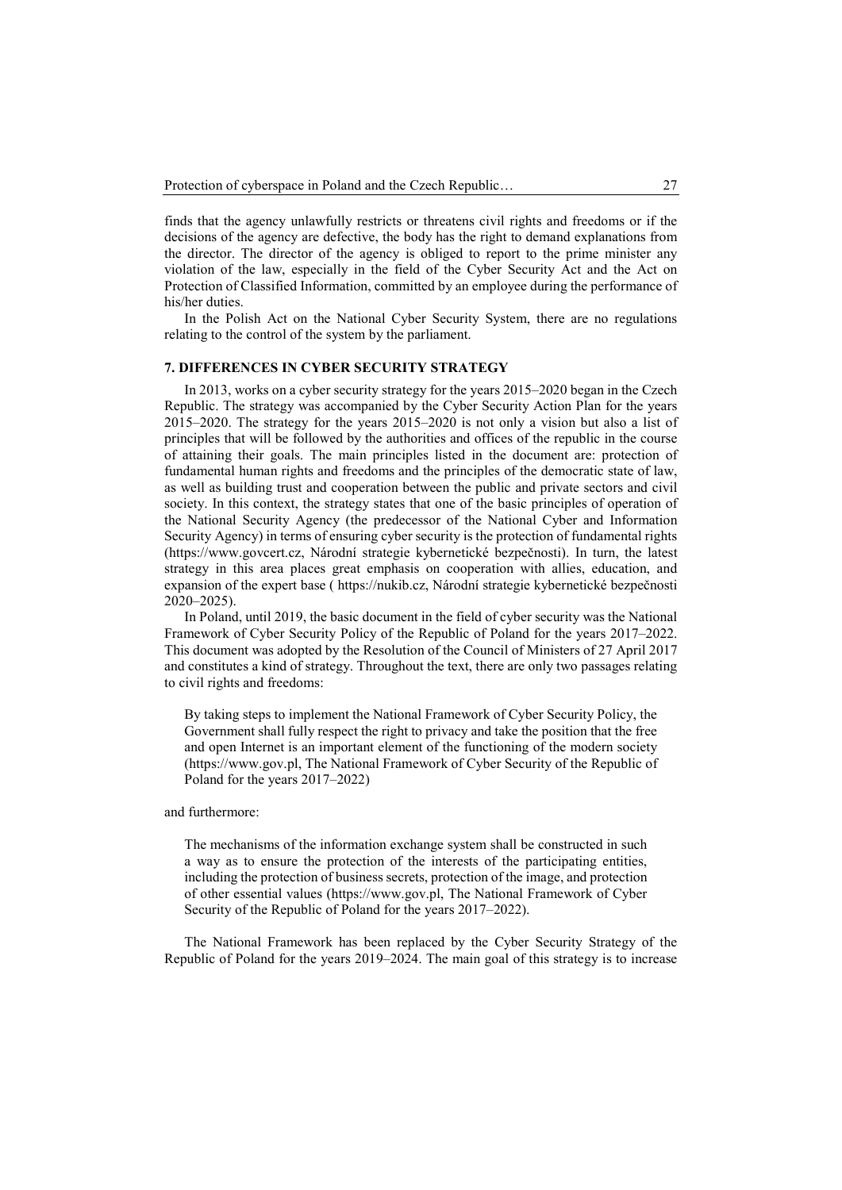finds that the agency unlawfully restricts or threatens civil rights and freedoms or if the decisions of the agency are defective, the body has the right to demand explanations from the director. The director of the agency is obliged to report to the prime minister any violation of the law, especially in the field of the Cyber Security Act and the Act on Protection of Classified Information, committed by an employee during the performance of his/her duties.

In the Polish Act on the National Cyber Security System, there are no regulations relating to the control of the system by the parliament.

## 7. DIFFERENCES IN CYBER SECURITY STRATEGY

In 2013, works on a cyber security strategy for the years 2015–2020 began in the Czech Republic. The strategy was accompanied by the Cyber Security Action Plan for the years 2015–2020. The strategy for the years 2015–2020 is not only a vision but also a list of principles that will be followed by the authorities and offices of the republic in the course of attaining their goals. The main principles listed in the document are: protection of fundamental human rights and freedoms and the principles of the democratic state of law, as well as building trust and cooperation between the public and private sectors and civil society. In this context, the strategy states that one of the basic principles of operation of the National Security Agency (the predecessor of the National Cyber and Information Security Agency) in terms of ensuring cyber security is the protection of fundamental rights (https://www.govcert.cz, Národní strategie kybernetické bezpečnosti). In turn, the latest strategy in this area places great emphasis on cooperation with allies, education, and expansion of the expert base ( https://nukib.cz, Národní strategie kybernetické bezpečnosti 2020–2025).

In Poland, until 2019, the basic document in the field of cyber security was the National Framework of Cyber Security Policy of the Republic of Poland for the years 2017–2022. This document was adopted by the Resolution of the Council of Ministers of 27 April 2017 and constitutes a kind of strategy. Throughout the text, there are only two passages relating to civil rights and freedoms:

> By taking steps to implement the National Framework of Cyber Security Policy, the Government shall fully respect the right to privacy and take the position that the free and open Internet is an important element of the functioning of the modern society (https://www.gov.pl, The National Framework of Cyber Security of the Republic of Poland for the years 2017–2022)

and furthermore:

> The mechanisms of the information exchange system shall be constructed in such a way as to ensure the protection of the interests of the participating entities, including the protection of business secrets, protection of the image, and protection of other essential values (https://www.gov.pl, The National Framework of Cyber Security of the Republic of Poland for the years 2017–2022).

The National Framework has been replaced by the Cyber Security Strategy of the Republic of Poland for the years 2019–2024. The main goal of this strategy is to increase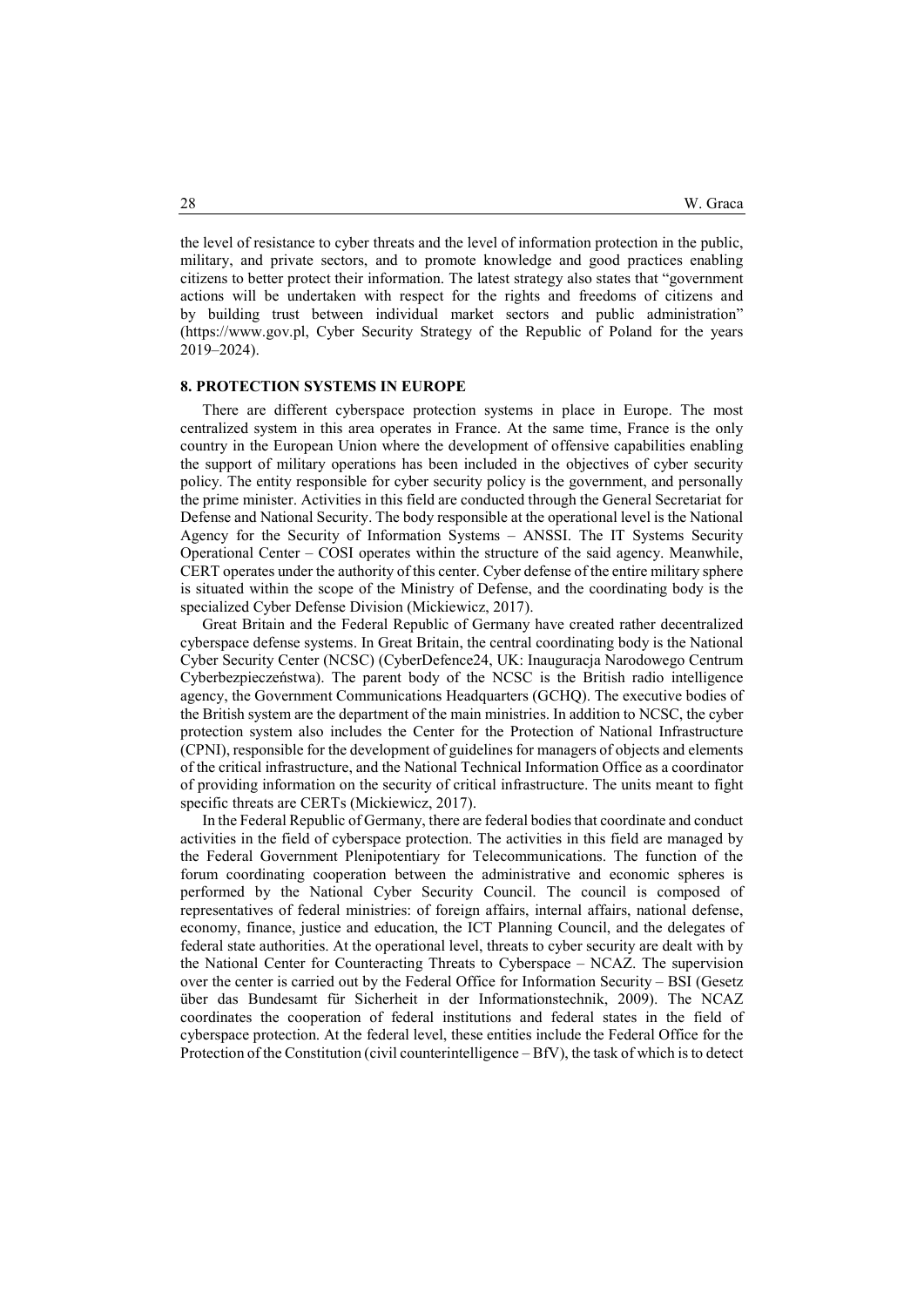the level of resistance to cyber threats and the level of information protection in the public, military, and private sectors, and to promote knowledge and good practices enabling citizens to better protect their information. The latest strategy also states that "government actions will be undertaken with respect for the rights and freedoms of citizens and by building trust between individual market sectors and public administration" (https://www.gov.pl, Cyber Security Strategy of the Republic of Poland for the years 2019–2024).

## 8. PROTECTION SYSTEMS IN EUROPE

There are different cyberspace protection systems in place in Europe. The most centralized system in this area operates in France. At the same time, France is the only country in the European Union where the development of offensive capabilities enabling the support of military operations has been included in the objectives of cyber security policy. The entity responsible for cyber security policy is the government, and personally the prime minister. Activities in this field are conducted through the General Secretariat for Defense and National Security. The body responsible at the operational level is the National Agency for the Security of Information Systems – ANSSI. The IT Systems Security Operational Center – COSI operates within the structure of the said agency. Meanwhile, CERT operates under the authority of this center. Cyber defense of the entire military sphere is situated within the scope of the Ministry of Defense, and the coordinating body is the specialized Cyber Defense Division (Mickiewicz, 2017).

Great Britain and the Federal Republic of Germany have created rather decentralized cyberspace defense systems. In Great Britain, the central coordinating body is the National Cyber Security Center (NCSC) (CyberDefence24, UK: Inauguracja Narodowego Centrum Cyberbezpieczeństwa). The parent body of the NCSC is the British radio intelligence agency, the Government Communications Headquarters (GCHQ). The executive bodies of the British system are the department of the main ministries. In addition to NCSC, the cyber protection system also includes the Center for the Protection of National Infrastructure (CPNI), responsible for the development of guidelines for managers of objects and elements of the critical infrastructure, and the National Technical Information Office as a coordinator of providing information on the security of critical infrastructure. The units meant to fight specific threats are CERTs (Mickiewicz, 2017).

In the Federal Republic of Germany, there are federal bodies that coordinate and conduct activities in the field of cyberspace protection. The activities in this field are managed by the Federal Government Plenipotentiary for Telecommunications. The function of the forum coordinating cooperation between the administrative and economic spheres is performed by the National Cyber Security Council. The council is composed of representatives of federal ministries: of foreign affairs, internal affairs, national defense, economy, finance, justice and education, the ICT Planning Council, and the delegates of federal state authorities. At the operational level, threats to cyber security are dealt with by the National Center for Counteracting Threats to Cyberspace – NCAZ. The supervision over the center is carried out by the Federal Office for Information Security – BSI (Gesetz über das Bundesamt für Sicherheit in der Informationstechnik, 2009). The NCAZ coordinates the cooperation of federal institutions and federal states in the field of cyberspace protection. At the federal level, these entities include the Federal Office for the Protection of the Constitution (civil counterintelligence – BfV), the task of which is to detect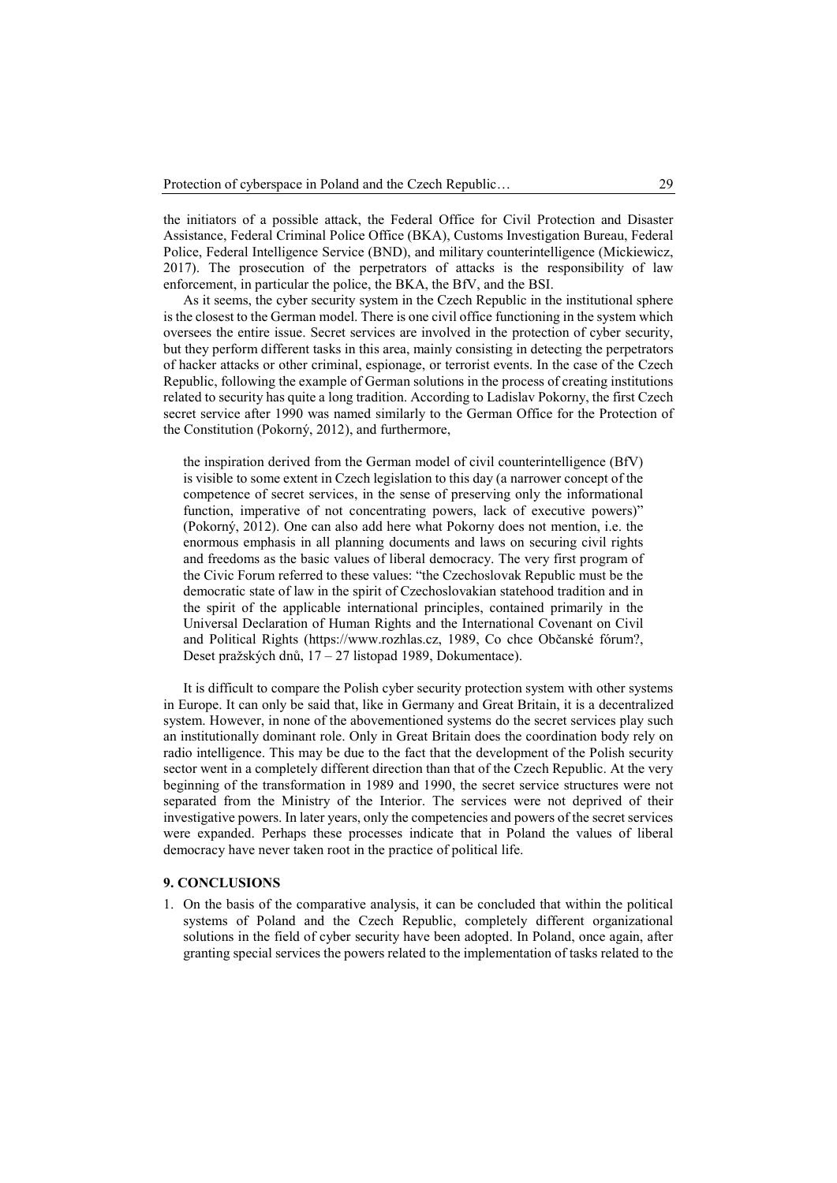the initiators of a possible attack, the Federal Office for Civil Protection and Disaster Assistance, Federal Criminal Police Office (BKA), Customs Investigation Bureau, Federal Police, Federal Intelligence Service (BND), and military counterintelligence (Mickiewicz, 2017). The prosecution of the perpetrators of attacks is the responsibility of law enforcement, in particular the police, the BKA, the BfV, and the BSI.

As it seems, the cyber security system in the Czech Republic in the institutional sphere is the closest to the German model. There is one civil office functioning in the system which oversees the entire issue. Secret services are involved in the protection of cyber security, but they perform different tasks in this area, mainly consisting in detecting the perpetrators of hacker attacks or other criminal, espionage, or terrorist events. In the case of the Czech Republic, following the example of German solutions in the process of creating institutions related to security has quite a long tradition. According to Ladislav Pokorny, the first Czech secret service after 1990 was named similarly to the German Office for the Protection of the Constitution (Pokorný, 2012), and furthermore,

> the inspiration derived from the German model of civil counterintelligence (BfV) is visible to some extent in Czech legislation to this day (a narrower concept of the competence of secret services, in the sense of preserving only the informational function, imperative of not concentrating powers, lack of executive powers)" (Pokorný, 2012). One can also add here what Pokorny does not mention, i.e. the enormous emphasis in all planning documents and laws on securing civil rights and freedoms as the basic values of liberal democracy. The very first program of the Civic Forum referred to these values: "the Czechoslovak Republic must be the democratic state of law in the spirit of Czechoslovakian statehood tradition and in the spirit of the applicable international principles, contained primarily in the Universal Declaration of Human Rights and the International Covenant on Civil and Political Rights (https://www.rozhlas.cz, 1989, Co chce Občanské fórum?, Deset pražských dnů, 17 – 27 listopad 1989, Dokumentace).

It is difficult to compare the Polish cyber security protection system with other systems in Europe. It can only be said that, like in Germany and Great Britain, it is a decentralized system. However, in none of the abovementioned systems do the secret services play such an institutionally dominant role. Only in Great Britain does the coordination body rely on radio intelligence. This may be due to the fact that the development of the Polish security sector went in a completely different direction than that of the Czech Republic. At the very beginning of the transformation in 1989 and 1990, the secret service structures were not separated from the Ministry of the Interior. The services were not deprived of their investigative powers. In later years, only the competencies and powers of the secret services were expanded. Perhaps these processes indicate that in Poland the values of liberal democracy have never taken root in the practice of political life.

## 9. CONCLUSIONS

1. On the basis of the comparative analysis, it can be concluded that within the political systems of Poland and the Czech Republic, completely different organizational solutions in the field of cyber security have been adopted. In Poland, once again, after granting special services the powers related to the implementation of tasks related to the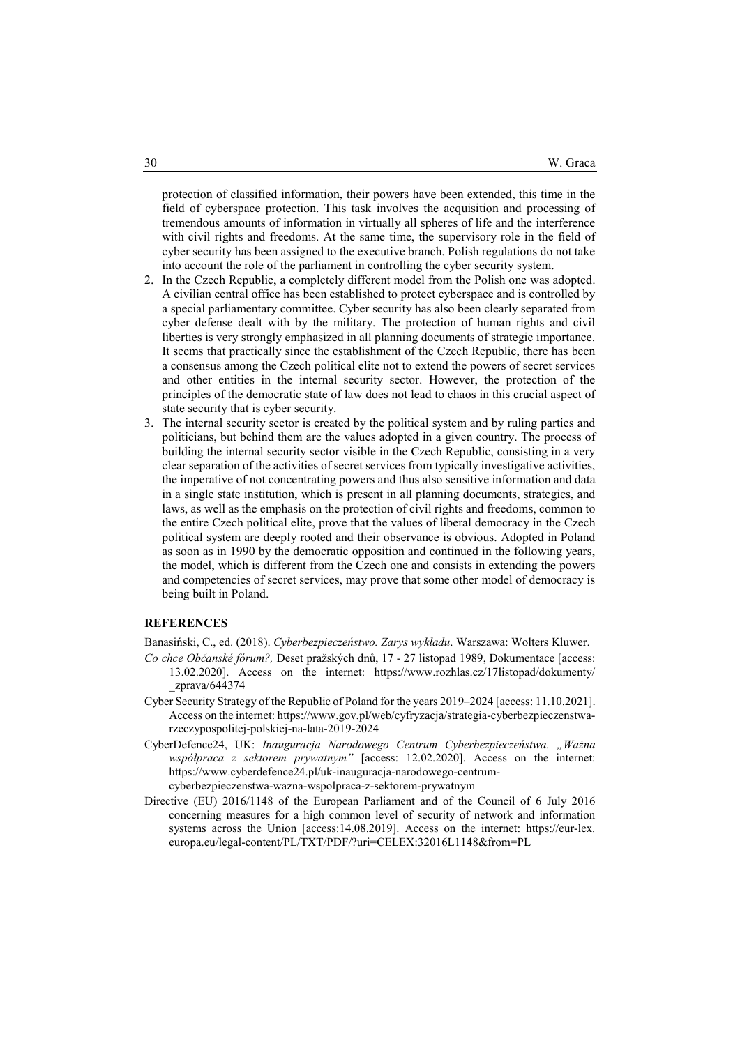protection of classified information, their powers have been extended, this time in the field of cyberspace protection. This task involves the acquisition and processing of tremendous amounts of information in virtually all spheres of life and the interference with civil rights and freedoms. At the same time, the supervisory role in the field of cyber security has been assigned to the executive branch. Polish regulations do not take into account the role of the parliament in controlling the cyber security system.

2. In the Czech Republic, a completely different model from the Polish one was adopted. A civilian central office has been established to protect cyberspace and is controlled by a special parliamentary committee. Cyber security has also been clearly separated from cyber defense dealt with by the military. The protection of human rights and civil liberties is very strongly emphasized in all planning documents of strategic importance. It seems that practically since the establishment of the Czech Republic, there has been a consensus among the Czech political elite not to extend the powers of secret services and other entities in the internal security sector. However, the protection of the principles of the democratic state of law does not lead to chaos in this crucial aspect of state security that is cyber security.
3. The internal security sector is created by the political system and by ruling parties and politicians, but behind them are the values adopted in a given country. The process of building the internal security sector visible in the Czech Republic, consisting in a very clear separation of the activities of secret services from typically investigative activities, the imperative of not concentrating powers and thus also sensitive information and data in a single state institution, which is present in all planning documents, strategies, and laws, as well as the emphasis on the protection of civil rights and freedoms, common to the entire Czech political elite, prove that the values of liberal democracy in the Czech political system are deeply rooted and their observance is obvious. Adopted in Poland as soon as in 1990 by the democratic opposition and continued in the following years, the model, which is different from the Czech one and consists in extending the powers and competencies of secret services, may prove that some other model of democracy is being built in Poland.

## REFERENCES

Banasiński, C., ed. (2018). *Cyberbezpieczeństwo. Zarys wykładu*. Warszawa: Wolters Kluwer.

*Co chce Občanské fórum?,* Deset pražských dnů, 17 - 27 listopad 1989, Dokumentace [access: 13.02.2020]. Access on the internet: https://www.rozhlas.cz/17listopad/dokumenty/_zprava/644374

Cyber Security Strategy of the Republic of Poland for the years 2019–2024 [access: 11.10.2021]. Access on the internet: https://www.gov.pl/web/cyfryzacja/strategia-cyberbezpieczenstwa-rzeczypospolitej-polskiej-na-lata-2019-2024

CyberDefence24, UK: *Inauguracja Narodowego Centrum Cyberbezpieczeństwa. „Ważna współpraca z sektorem prywatnym"* [access: 12.02.2020]. Access on the internet: https://www.cyberdefence24.pl/uk-inauguracja-narodowego-centrum-cyberbezpieczenstwa-wazna-wspolpraca-z-sektorem-prywatnym

Directive (EU) 2016/1148 of the European Parliament and of the Council of 6 July 2016 concerning measures for a high common level of security of network and information systems across the Union [access:14.08.2019]. Access on the internet: https://eur-lex.europa.eu/legal-content/PL/TXT/PDF/?uri=CELEX:32016L1148&from=PL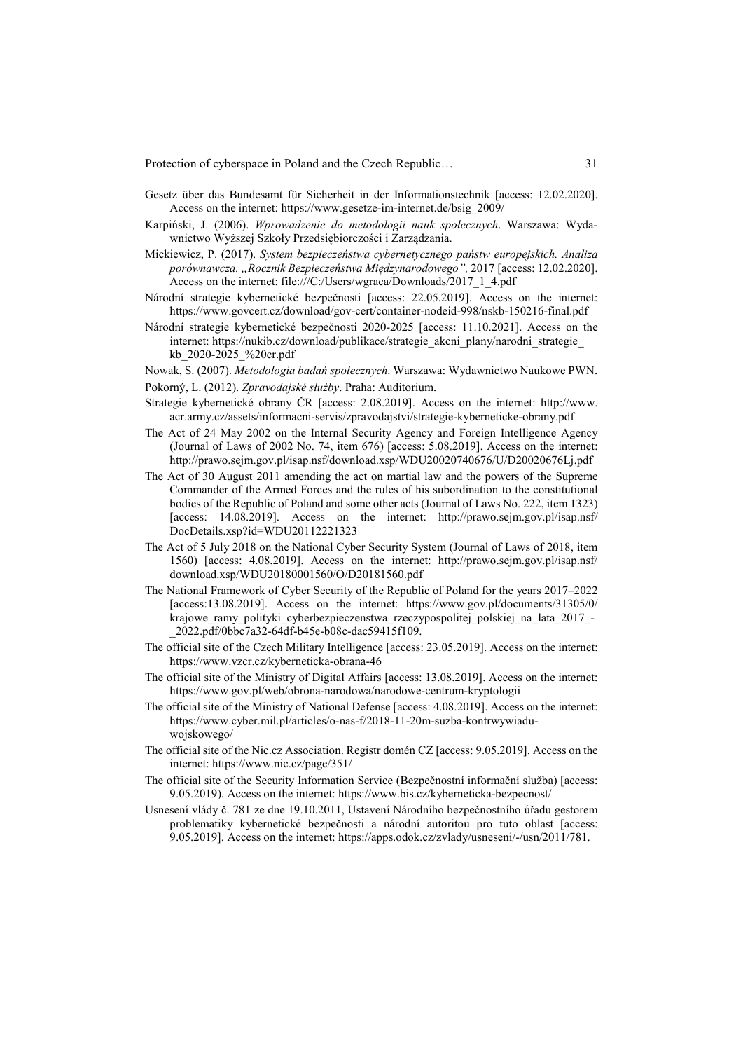Gesetz über das Bundesamt für Sicherheit in der Informationstechnik [access: 12.02.2020]. Access on the internet: https://www.gesetze-im-internet.de/bsig_2009/

Karpiński, J. (2006). *Wprowadzenie do metodologii nauk społecznych*. Warszawa: Wydawnictwo Wyższej Szkoły Przedsiębiorczości i Zarządzania.

Mickiewicz, P. (2017). *System bezpieczeństwa cybernetycznego państw europejskich. Analiza porównawcza. „Rocznik Bezpieczeństwa Międzynarodowego”,* 2017 [access: 12.02.2020]. Access on the internet: file:///C:/Users/wgraca/Downloads/2017_1_4.pdf

Národní strategie kybernetické bezpečnosti [access: 22.05.2019]. Access on the internet: https://www.govcert.cz/download/gov-cert/container-nodeid-998/nskb-150216-final.pdf

Národní strategie kybernetické bezpečnosti 2020-2025 [access: 11.10.2021]. Access on the internet: https://nukib.cz/download/publikace/strategie_akcni_plany/narodni_strategie_kb_2020-2025_%20cr.pdf

Nowak, S. (2007). *Metodologia badań społecznych*. Warszawa: Wydawnictwo Naukowe PWN.

Pokorný, L. (2012). *Zpravodajské služby*. Praha: Auditorium.

Strategie kybernetické obrany ČR [access: 2.08.2019]. Access on the internet: http://www.acr.army.cz/assets/informacni-servis/zpravodajstvi/strategie-kyberneticke-obrany.pdf

The Act of 24 May 2002 on the Internal Security Agency and Foreign Intelligence Agency (Journal of Laws of 2002 No. 74, item 676) [access: 5.08.2019]. Access on the internet: http://prawo.sejm.gov.pl/isap.nsf/download.xsp/WDU20020740676/U/D20020676Lj.pdf

The Act of 30 August 2011 amending the act on martial law and the powers of the Supreme Commander of the Armed Forces and the rules of his subordination to the constitutional bodies of the Republic of Poland and some other acts (Journal of Laws No. 222, item 1323) [access: 14.08.2019]. Access on the internet: http://prawo.sejm.gov.pl/isap.nsf/DocDetails.xsp?id=WDU20112221323

The Act of 5 July 2018 on the National Cyber Security System (Journal of Laws of 2018, item 1560) [access: 4.08.2019]. Access on the internet: http://prawo.sejm.gov.pl/isap.nsf/download.xsp/WDU20180001560/O/D20181560.pdf

The National Framework of Cyber Security of the Republic of Poland for the years 2017–2022 [access:13.08.2019]. Access on the internet: https://www.gov.pl/documents/31305/0/krajowe_ramy_polityki_cyberbezpieczenstwa_rzeczypospolitej_polskiej_na_lata_2017_-_2022.pdf/0bbc7a32-64df-b45e-b08c-dac59415f109.

The official site of the Czech Military Intelligence [access: 23.05.2019]. Access on the internet: https://www.vzcr.cz/kyberneticka-obrana-46

The official site of the Ministry of Digital Affairs [access: 13.08.2019]. Access on the internet: https://www.gov.pl/web/obrona-narodowa/narodowe-centrum-kryptologii

The official site of the Ministry of National Defense [access: 4.08.2019]. Access on the internet: https://www.cyber.mil.pl/articles/o-nas-f/2018-11-20m-suzba-kontrwywiadu-wojskowego/

The official site of the Nic.cz Association. Registr domén CZ [access: 9.05.2019]. Access on the internet: https://www.nic.cz/page/351/

The official site of the Security Information Service (Bezpečnostní informační služba) [access: 9.05.2019). Access on the internet: https://www.bis.cz/kyberneticka-bezpecnost/

Usnesení vlády č. 781 ze dne 19.10.2011, Ustavení Národního bezpečnostního úřadu gestorem problematiky kybernetické bezpečnosti a národní autoritou pro tuto oblast [access: 9.05.2019]. Access on the internet: https://apps.odok.cz/zvlady/usneseni/-/usn/2011/781.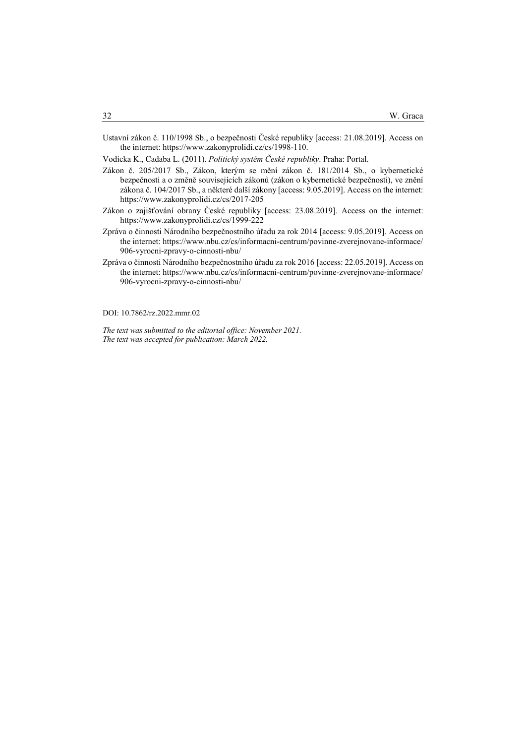Ustavní zákon č. 110/1998 Sb., o bezpečnosti České republiky [access: 21.08.2019]. Access on the internet: https://www.zakonyprolidi.cz/cs/1998-110.

Vodicka K., Cadaba L. (2011). *Politický systém České republiky*. Praha: Portal.

Zákon č. 205/2017 Sb., Zákon, kterým se mění zákon č. 181/2014 Sb., o kybernetické bezpečnosti a o změně souvisejících zákonů (zákon o kybernetické bezpečnosti), ve znění zákona č. 104/2017 Sb., a některé další zákony [access: 9.05.2019]. Access on the internet: https://www.zakonyprolidi.cz/cs/2017-205

Zákon o zajišťování obrany České republiky [access: 23.08.2019]. Access on the internet: https://www.zakonyprolidi.cz/cs/1999-222

Zpráva o činnosti Národního bezpečnostního úřadu za rok 2014 [access: 9.05.2019]. Access on the internet: https://www.nbu.cz/cs/informacni-centrum/povinne-zverejnovane-informace/906-vyrocni-zpravy-o-cinnosti-nbu/

Zpráva o činnosti Národního bezpečnostního úřadu za rok 2016 [access: 22.05.2019]. Access on the internet: https://www.nbu.cz/cs/informacni-centrum/povinne-zverejnovane-informace/906-vyrocni-zpravy-o-cinnosti-nbu/

DOI: 10.7862/rz.2022.mmr.02

*The text was submitted to the editorial office: November 2021.*
*The text was accepted for publication: March 2022.*